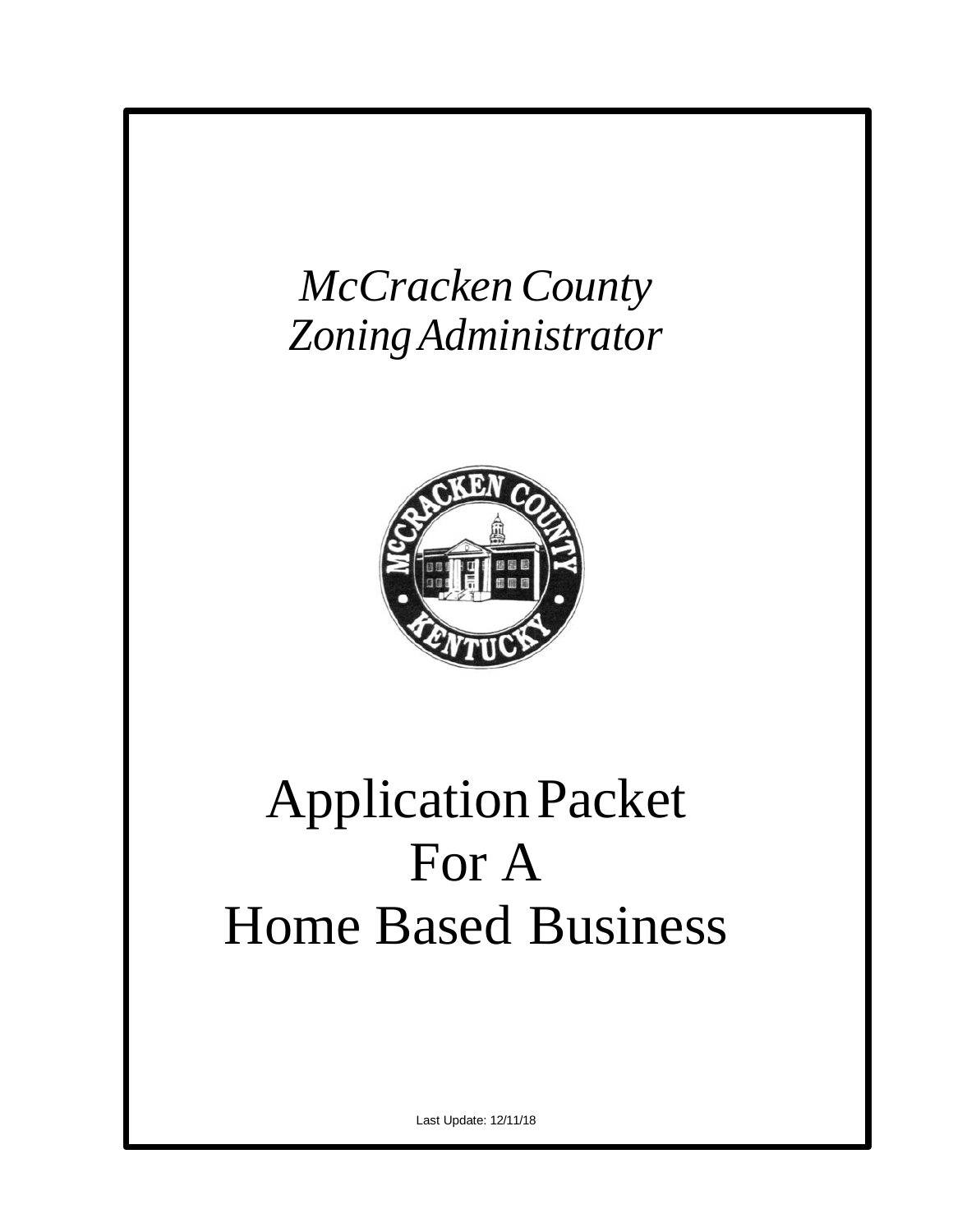*McCracken County*
*Zoning Administrator*

# Application Packet
# For A
# Home Based Business

Last Update: 12/11/18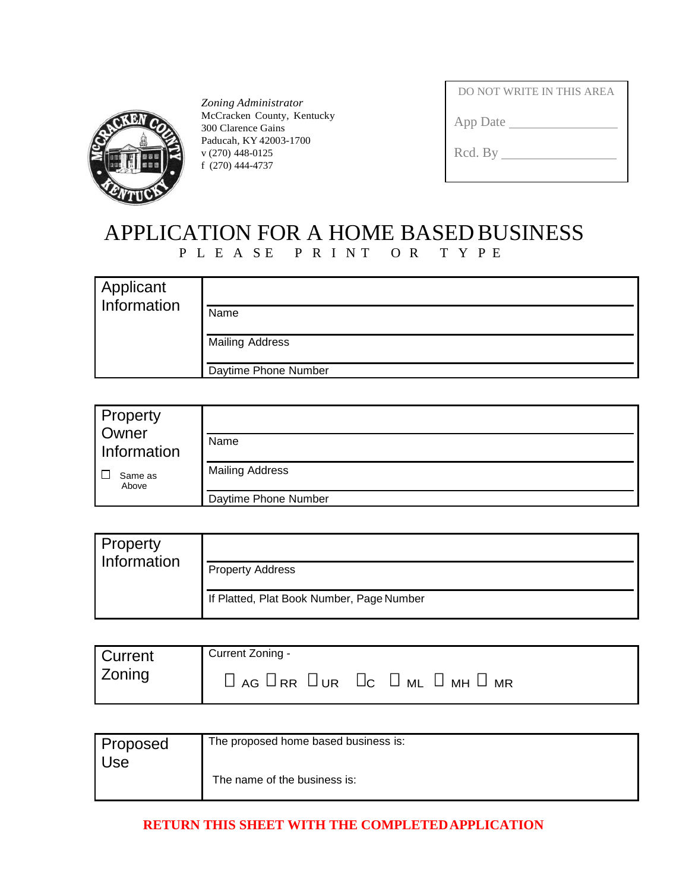*Zoning Administrator*
McCracken County, Kentucky
300 Clarence Gains
Paducah, KY 42003-1700
v (270) 448-0125
f (270) 444-4737

| DO NOT WRITE IN THIS AREA |
|---|
| App Date ________________ |
| Rcd. By ________________ |

# APPLICATION FOR A HOME BASED BUSINESS

PLEASE PRINT OR TYPE

| Applicant Information | |
|---|---|
| | Name |
| | Mailing Address |
| | Daytime Phone Number |

| Property Owner Information | |
|---|---|
| | Name |
| ☐ Same as Above | Mailing Address |
| | Daytime Phone Number |

| Property Information | |
|---|---|
| | Property Address |
| | If Platted, Plat Book Number, Page Number |

| Current Zoning | Current Zoning - ☐ AG ☐ RR ☐ UR ☐ C ☐ ML ☐ MH ☐ MR |
|---|---|

| Proposed Use | The proposed home based business is: <br> The name of the business is: |
|---|---|

**RETURN THIS SHEET WITH THE COMPLETED APPLICATION**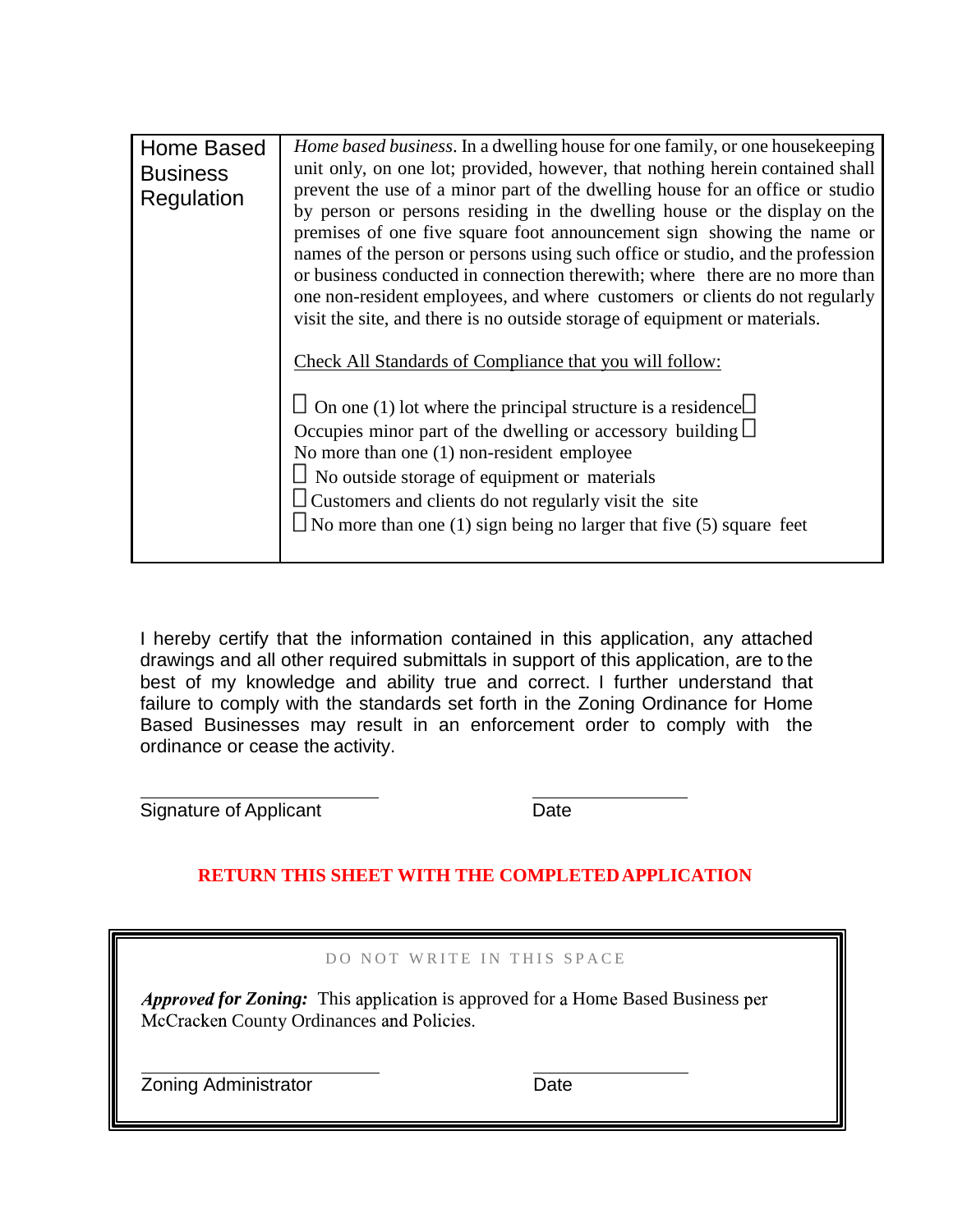| | |
|---|---|
| Home Based Business Regulation | *Home based business*. In a dwelling house for one family, or one housekeeping unit only, on one lot; provided, however, that nothing herein contained shall prevent the use of a minor part of the dwelling house for an office or studio by person or persons residing in the dwelling house or the display on the premises of one five square foot announcement sign showing the name or names of the person or persons using such office or studio, and the profession or business conducted in connection therewith; where there are no more than one non-resident employees, and where customers or clients do not regularly visit the site, and there is no outside storage of equipment or materials.<br><br><u>Check All Standards of Compliance that you will follow:</u><br><br>☐ On one (1) lot where the principal structure is a residence ☐ Occupies minor part of the dwelling or accessory building ☐ No more than one (1) non-resident employee<br>☐ No outside storage of equipment or materials<br>☐ Customers and clients do not regularly visit the site<br>☐ No more than one (1) sign being no larger that five (5) square feet |

I hereby certify that the information contained in this application, any attached drawings and all other required submittals in support of this application, are to the best of my knowledge and ability true and correct. I further understand that failure to comply with the standards set forth in the Zoning Ordinance for Home Based Businesses may result in an enforcement order to comply with the ordinance or cease the activity.

Signature of Applicant ____________________ Date ____________

**RETURN THIS SHEET WITH THE COMPLETED APPLICATION**

DO NOT WRITE IN THIS SPACE

***Approved for Zoning:*** This application is approved for a Home Based Business per McCracken County Ordinances and Policies.

Zoning Administrator ____________________ Date ____________